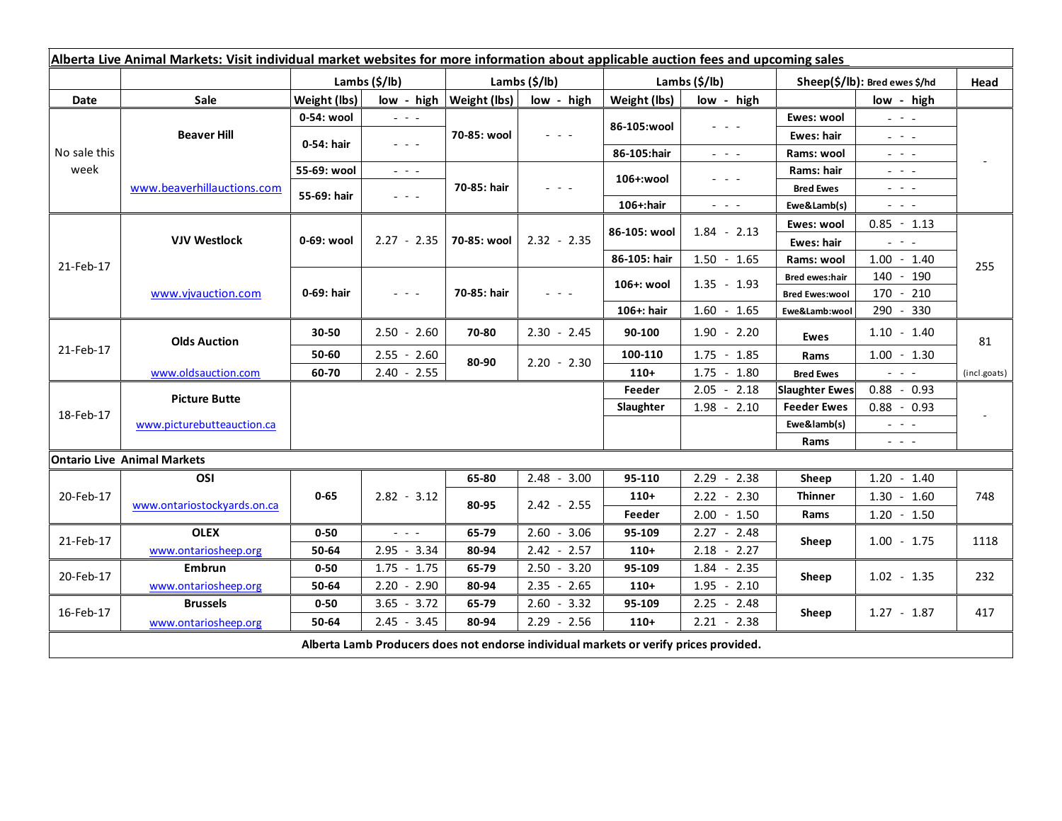| **Alberta Live Animal Markets: Visit individual market websites for more information about applicable auction fees and upcoming sales** | | | | | | | | | | |
|---|---|---|---|---|---|---|---|---|---|---|
| | | **Lambs ($/lb)** | | **Lambs ($/lb)** | | **Lambs ($/lb)** | | **Sheep($/lb): Bred ewes $/hd** | | **Head** |
| **Date** | **Sale** | **Weight (lbs)** | **low - high** | **Weight (lbs)** | **low - high** | **Weight (lbs)** | **low - high** | | **low - high** | |
| No sale this week | **Beaver Hill** | **0-54: wool** | - - - | **70-85: wool** | - - - | **86-105:wool** | - - - | **Ewes: wool** | - - - | - |
| | | **0-54: hair** | - - - | | | | | **Ewes: hair** | - - - | |
| | | | | | | **86-105:hair** | - - - | **Rams: wool** | - - - | |
| | www.beaverhillauctions.com | **55-69: wool** | - - - | **70-85: hair** | - - - | **106+:wool** | - - - | **Rams: hair** | - - - | |
| | | **55-69: hair** | - - - | | | | | **Bred Ewes** | - - - | |
| | | | | | | **106+:hair** | - - - | **Ewe&Lamb(s)** | - - - | |
| 21-Feb-17 | **VJV Westlock** | **0-69: wool** | 2.27 - 2.35 | **70-85: wool** | 2.32 - 2.35 | **86-105: wool** | 1.84 - 2.13 | **Ewes: wool** | 0.85 - 1.13 | 255 |
| | | | | | | | | **Ewes: hair** | - - - | |
| | | | | | | **86-105: hair** | 1.50 - 1.65 | **Rams: wool** | 1.00 - 1.40 | |
| | www.vjvauction.com | **0-69: hair** | - - - | **70-85: hair** | - - - | **106+: wool** | 1.35 - 1.93 | **Bred ewes:hair** | 140 - 190 | |
| | | | | | | | | **Bred Ewes:wool** | 170 - 210 | |
| | | | | | | **106+: hair** | 1.60 - 1.65 | **Ewe&Lamb:wool** | 290 - 330 | |
| 21-Feb-17 | **Olds Auction** | **30-50** | 2.50 - 2.60 | **70-80** | 2.30 - 2.45 | **90-100** | 1.90 - 2.20 | **Ewes** | 1.10 - 1.40 | 81 |
| | | **50-60** | 2.55 - 2.60 | **80-90** | 2.20 - 2.30 | **100-110** | 1.75 - 1.85 | **Rams** | 1.00 - 1.30 | |
| | www.oldsauction.com | **60-70** | 2.40 - 2.55 | | | **110+** | 1.75 - 1.80 | **Bred Ewes** | - - - | (incl.goats) |
| 18-Feb-17 | **Picture Butte** | | | | | **Feeder** | 2.05 - 2.18 | **Slaughter Ewes** | 0.88 - 0.93 | - |
| | www.picturebutteauction.ca | | | | | **Slaughter** | 1.98 - 2.10 | **Feeder Ewes** | 0.88 - 0.93 | |
| | | | | | | | | **Ewe&lamb(s)** | - - - | |
| | | | | | | | | **Rams** | - - - | |
| **Ontario Live Animal Markets** | | | | | | | | | | |
| 20-Feb-17 | **OSI** | **0-65** | 2.82 - 3.12 | **65-80** | 2.48 - 3.00 | **95-110** | 2.29 - 2.38 | **Sheep** | 1.20 - 1.40 | 748 |
| | www.ontariostockyards.on.ca | | | **80-95** | 2.42 - 2.55 | **110+** | 2.22 - 2.30 | **Thinner** | 1.30 - 1.60 | |
| | | | | | | **Feeder** | 2.00 - 1.50 | **Rams** | 1.20 - 1.50 | |
| 21-Feb-17 | **OLEX** | **0-50** | - - - | **65-79** | 2.60 - 3.06 | **95-109** | 2.27 - 2.48 | **Sheep** | 1.00 - 1.75 | 1118 |
| | www.ontariosheep.org | **50-64** | 2.95 - 3.34 | **80-94** | 2.42 - 2.57 | **110+** | 2.18 - 2.27 | | | |
| 20-Feb-17 | **Embrun** | **0-50** | 1.75 - 1.75 | **65-79** | 2.50 - 3.20 | **95-109** | 1.84 - 2.35 | **Sheep** | 1.02 - 1.35 | 232 |
| | www.ontariosheep.org | **50-64** | 2.20 - 2.90 | **80-94** | 2.35 - 2.65 | **110+** | 1.95 - 2.10 | | | |
| 16-Feb-17 | **Brussels** | **0-50** | 3.65 - 3.72 | **65-79** | 2.60 - 3.32 | **95-109** | 2.25 - 2.48 | **Sheep** | 1.27 - 1.87 | 417 |
| | www.ontariosheep.org | **50-64** | 2.45 - 3.45 | **80-94** | 2.29 - 2.56 | **110+** | 2.21 - 2.38 | | | |

**Alberta Lamb Producers does not endorse individual markets or verify prices provided.**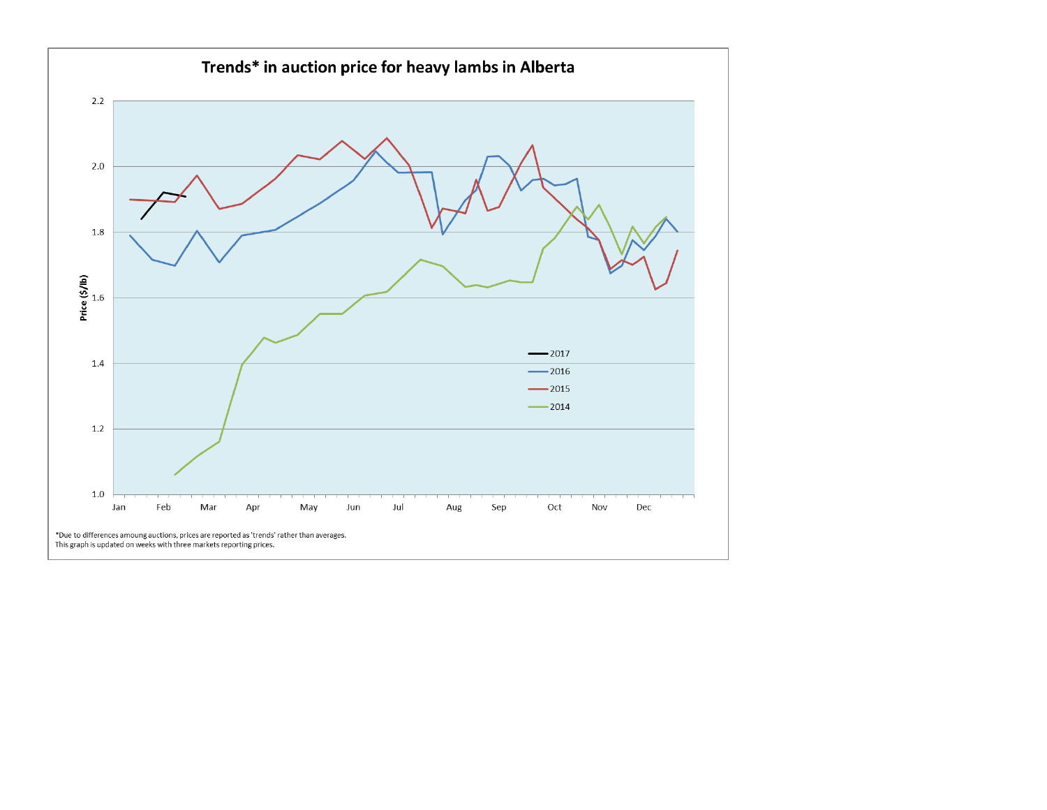## Trends* in auction price for heavy lambs in Alberta

2.2
2.0
1.8
1.6
1.4
1.2
1.0

Price ($/lb)

Jan Feb Mar Apr May Jun Jul Aug Sep Oct Nov Dec

2017
2016
2015
2014

*Due to differences amoung auctions, prices are reported as 'trends' rather than averages.
This graph is updated on weeks with three markets reporting prices.